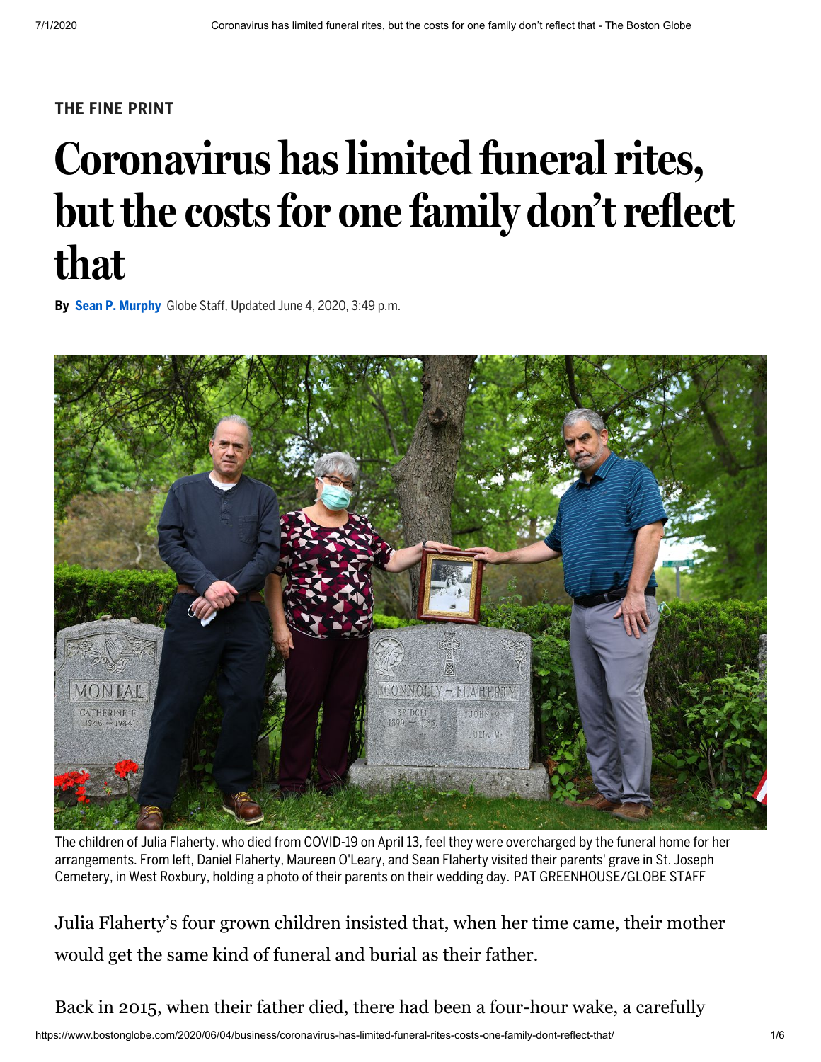THE FINE PRINT

# Coronavirus has limited funeral rites, but the costs for one family don't reflect that

**By** Sean P. Murphy Globe Staff, Updated June 4, 2020, 3:49 p.m.

The children of Julia Flaherty, who died from COVID-19 on April 13, feel they were overcharged by the funeral home for her arrangements. From left, Daniel Flaherty, Maureen O'Leary, and Sean Flaherty visited their parents' grave in St. Joseph Cemetery, in West Roxbury, holding a photo of their parents on their wedding day. PAT GREENHOUSE/GLOBE STAFF

Julia Flaherty's four grown children insisted that, when her time came, their mother would get the same kind of funeral and burial as their father.

Back in 2015, when their father died, there had been a four-hour wake, a carefully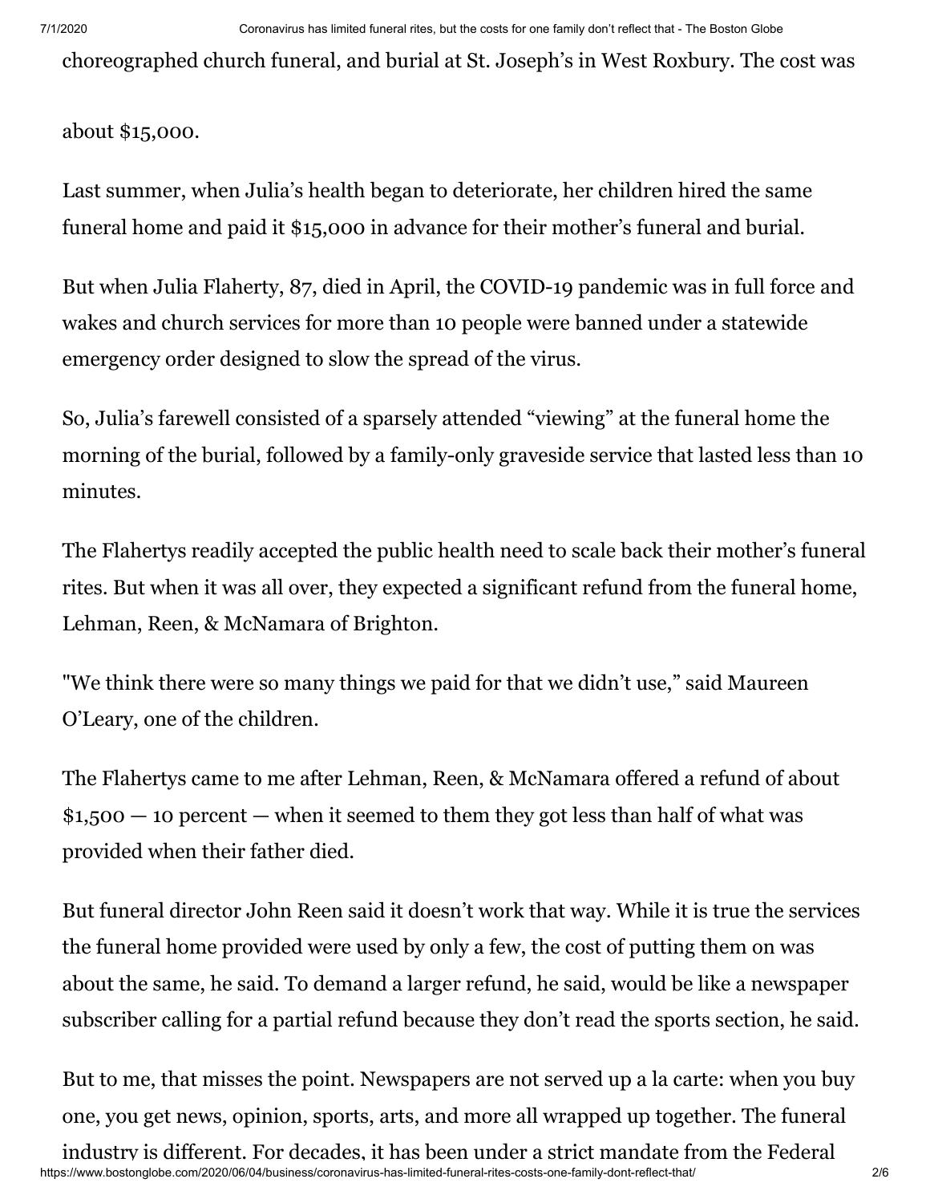choreographed church funeral, and burial at St. Joseph's in West Roxbury. The cost was

about $15,000.

Last summer, when Julia's health began to deteriorate, her children hired the same funeral home and paid it $15,000 in advance for their mother's funeral and burial.

But when Julia Flaherty, 87, died in April, the COVID-19 pandemic was in full force and wakes and church services for more than 10 people were banned under a statewide emergency order designed to slow the spread of the virus.

So, Julia's farewell consisted of a sparsely attended "viewing" at the funeral home the morning of the burial, followed by a family-only graveside service that lasted less than 10 minutes.

The Flahertys readily accepted the public health need to scale back their mother's funeral rites. But when it was all over, they expected a significant refund from the funeral home, Lehman, Reen, & McNamara of Brighton.

"We think there were so many things we paid for that we didn't use," said Maureen O'Leary, one of the children.

The Flahertys came to me after Lehman, Reen, & McNamara offered a refund of about $1,500 — 10 percent — when it seemed to them they got less than half of what was provided when their father died.

But funeral director John Reen said it doesn't work that way. While it is true the services the funeral home provided were used by only a few, the cost of putting them on was about the same, he said. To demand a larger refund, he said, would be like a newspaper subscriber calling for a partial refund because they don't read the sports section, he said.

But to me, that misses the point. Newspapers are not served up a la carte: when you buy one, you get news, opinion, sports, arts, and more all wrapped up together. The funeral industry is different. For decades, it has been under a strict mandate from the Federal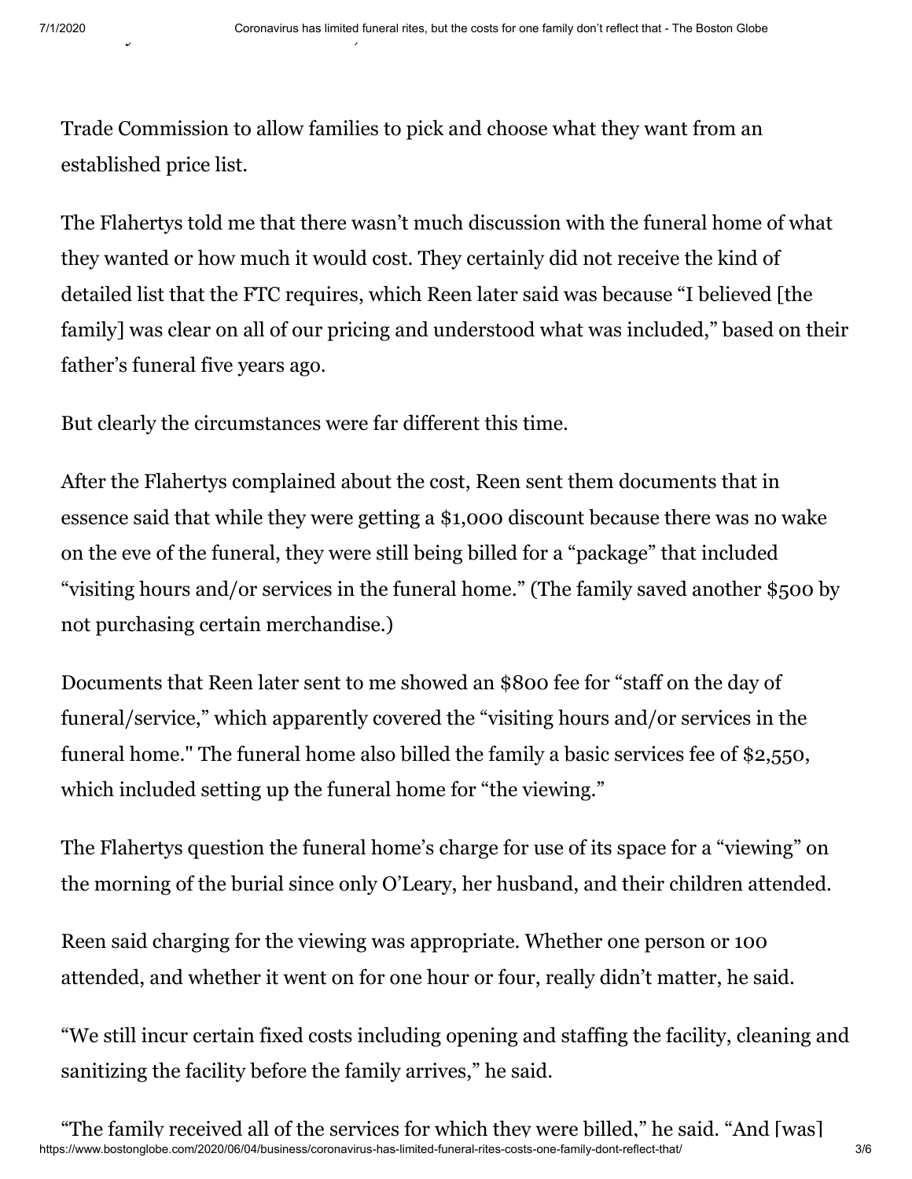Trade Commission to allow families to pick and choose what they want from an established price list.

The Flahertys told me that there wasn't much discussion with the funeral home of what they wanted or how much it would cost. They certainly did not receive the kind of detailed list that the FTC requires, which Reen later said was because "I believed [the family] was clear on all of our pricing and understood what was included," based on their father's funeral five years ago.

But clearly the circumstances were far different this time.

After the Flahertys complained about the cost, Reen sent them documents that in essence said that while they were getting a $1,000 discount because there was no wake on the eve of the funeral, they were still being billed for a "package" that included "visiting hours and/or services in the funeral home." (The family saved another $500 by not purchasing certain merchandise.)

Documents that Reen later sent to me showed an $800 fee for "staff on the day of funeral/service," which apparently covered the "visiting hours and/or services in the funeral home." The funeral home also billed the family a basic services fee of $2,550, which included setting up the funeral home for "the viewing."

The Flahertys question the funeral home's charge for use of its space for a "viewing" on the morning of the burial since only O'Leary, her husband, and their children attended.

Reen said charging for the viewing was appropriate. Whether one person or 100 attended, and whether it went on for one hour or four, really didn't matter, he said.

"We still incur certain fixed costs including opening and staffing the facility, cleaning and sanitizing the facility before the family arrives," he said.

"The family received all of the services for which they were billed," he said. "And [was]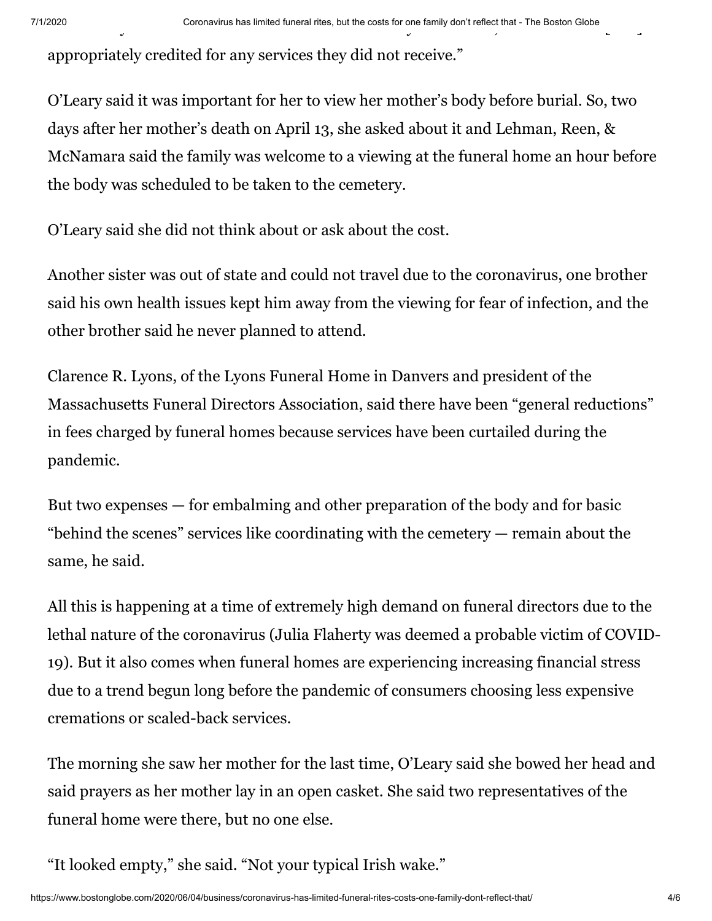appropriately credited for any services they did not receive."

O'Leary said it was important for her to view her mother's body before burial. So, two days after her mother's death on April 13, she asked about it and Lehman, Reen, & McNamara said the family was welcome to a viewing at the funeral home an hour before the body was scheduled to be taken to the cemetery.

O'Leary said she did not think about or ask about the cost.

Another sister was out of state and could not travel due to the coronavirus, one brother said his own health issues kept him away from the viewing for fear of infection, and the other brother said he never planned to attend.

Clarence R. Lyons, of the Lyons Funeral Home in Danvers and president of the Massachusetts Funeral Directors Association, said there have been "general reductions" in fees charged by funeral homes because services have been curtailed during the pandemic.

But two expenses — for embalming and other preparation of the body and for basic "behind the scenes" services like coordinating with the cemetery — remain about the same, he said.

All this is happening at a time of extremely high demand on funeral directors due to the lethal nature of the coronavirus (Julia Flaherty was deemed a probable victim of COVID-19). But it also comes when funeral homes are experiencing increasing financial stress due to a trend begun long before the pandemic of consumers choosing less expensive cremations or scaled-back services.

The morning she saw her mother for the last time, O'Leary said she bowed her head and said prayers as her mother lay in an open casket. She said two representatives of the funeral home were there, but no one else.

"It looked empty," she said. "Not your typical Irish wake."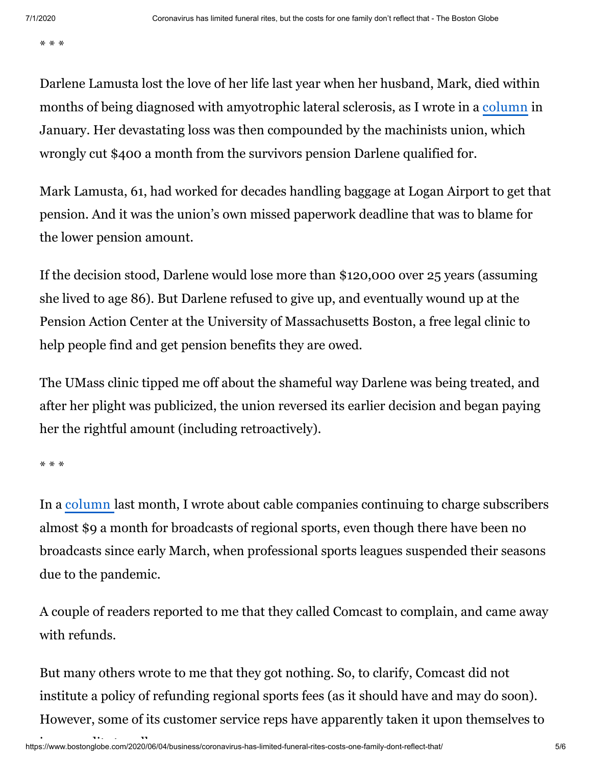* * *

Darlene Lamusta lost the love of her life last year when her husband, Mark, died within months of being diagnosed with amyotrophic lateral sclerosis, as I wrote in a column in January. Her devastating loss was then compounded by the machinists union, which wrongly cut $400 a month from the survivors pension Darlene qualified for.

Mark Lamusta, 61, had worked for decades handling baggage at Logan Airport to get that pension. And it was the union's own missed paperwork deadline that was to blame for the lower pension amount.

If the decision stood, Darlene would lose more than $120,000 over 25 years (assuming she lived to age 86). But Darlene refused to give up, and eventually wound up at the Pension Action Center at the University of Massachusetts Boston, a free legal clinic to help people find and get pension benefits they are owed.

The UMass clinic tipped me off about the shameful way Darlene was being treated, and after her plight was publicized, the union reversed its earlier decision and began paying her the rightful amount (including retroactively).

* * *

In a column last month, I wrote about cable companies continuing to charge subscribers almost $9 a month for broadcasts of regional sports, even though there have been no broadcasts since early March, when professional sports leagues suspended their seasons due to the pandemic.

A couple of readers reported to me that they called Comcast to complain, and came away with refunds.

But many others wrote to me that they got nothing. So, to clarify, Comcast did not institute a policy of refunding regional sports fees (as it should have and may do soon). However, some of its customer service reps have apparently taken it upon themselves to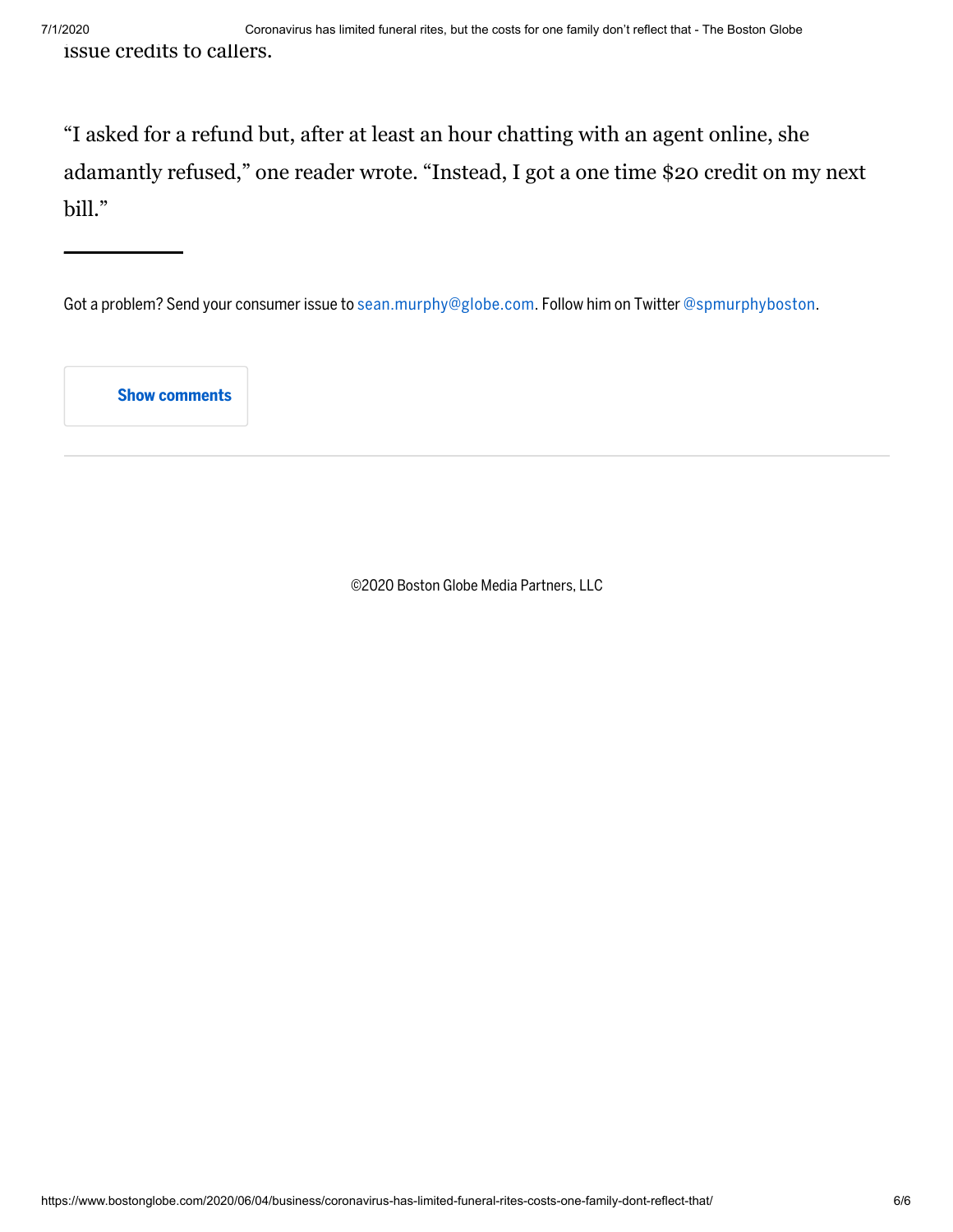issue credits to callers.

"I asked for a refund but, after at least an hour chatting with an agent online, she adamantly refused," one reader wrote. "Instead, I got a one time $20 credit on my next bill."

---

Got a problem? Send your consumer issue to sean.murphy@globe.com. Follow him on Twitter @spmurphyboston.

Show comments

©2020 Boston Globe Media Partners, LLC